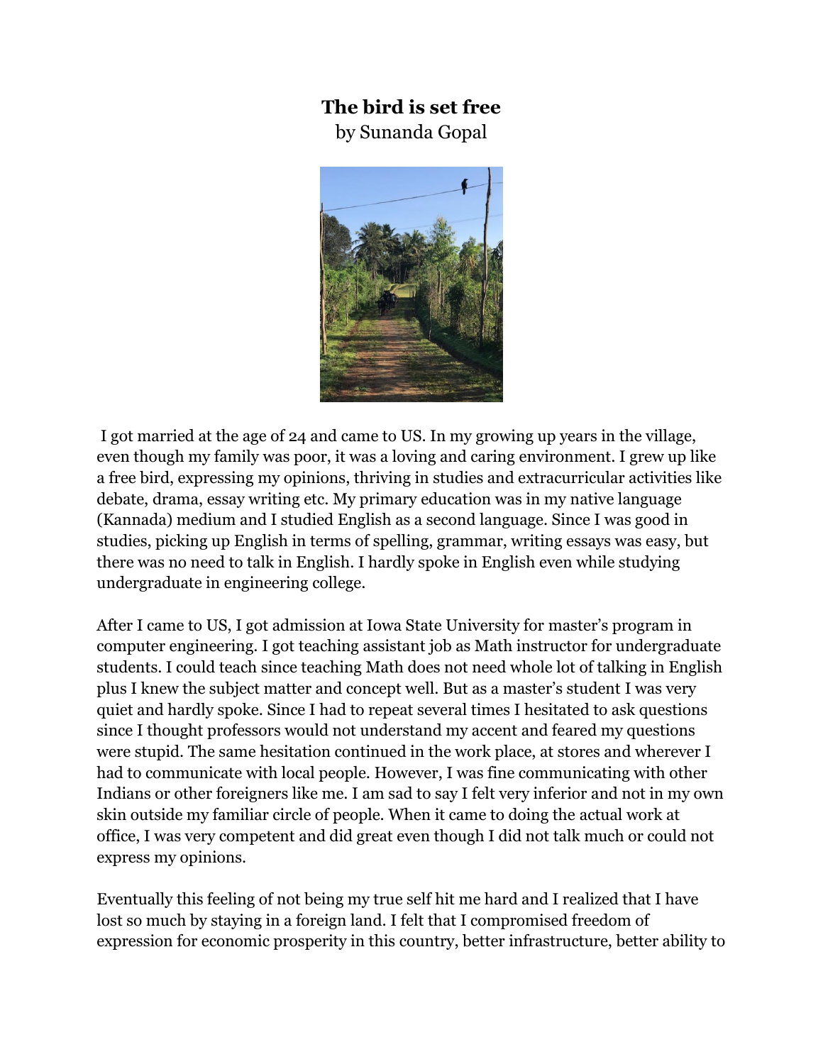# The bird is set free

by Sunanda Gopal

I got married at the age of 24 and came to US. In my growing up years in the village, even though my family was poor, it was a loving and caring environment. I grew up like a free bird, expressing my opinions, thriving in studies and extracurricular activities like debate, drama, essay writing etc. My primary education was in my native language (Kannada) medium and I studied English as a second language. Since I was good in studies, picking up English in terms of spelling, grammar, writing essays was easy, but there was no need to talk in English. I hardly spoke in English even while studying undergraduate in engineering college.

After I came to US, I got admission at Iowa State University for master's program in computer engineering. I got teaching assistant job as Math instructor for undergraduate students. I could teach since teaching Math does not need whole lot of talking in English plus I knew the subject matter and concept well. But as a master's student I was very quiet and hardly spoke. Since I had to repeat several times I hesitated to ask questions since I thought professors would not understand my accent and feared my questions were stupid. The same hesitation continued in the work place, at stores and wherever I had to communicate with local people. However, I was fine communicating with other Indians or other foreigners like me. I am sad to say I felt very inferior and not in my own skin outside my familiar circle of people. When it came to doing the actual work at office, I was very competent and did great even though I did not talk much or could not express my opinions.

Eventually this feeling of not being my true self hit me hard and I realized that I have lost so much by staying in a foreign land. I felt that I compromised freedom of expression for economic prosperity in this country, better infrastructure, better ability to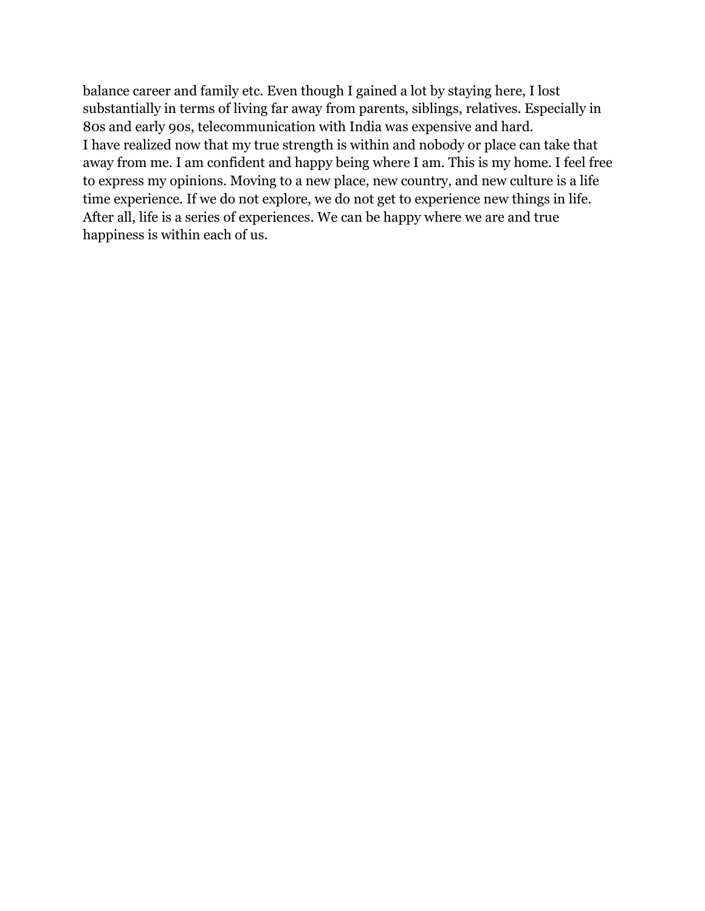balance career and family etc. Even though I gained a lot by staying here, I lost substantially in terms of living far away from parents, siblings, relatives. Especially in 80s and early 90s, telecommunication with India was expensive and hard.

I have realized now that my true strength is within and nobody or place can take that away from me. I am confident and happy being where I am. This is my home. I feel free to express my opinions. Moving to a new place, new country, and new culture is a life time experience. If we do not explore, we do not get to experience new things in life. After all, life is a series of experiences. We can be happy where we are and true happiness is within each of us.